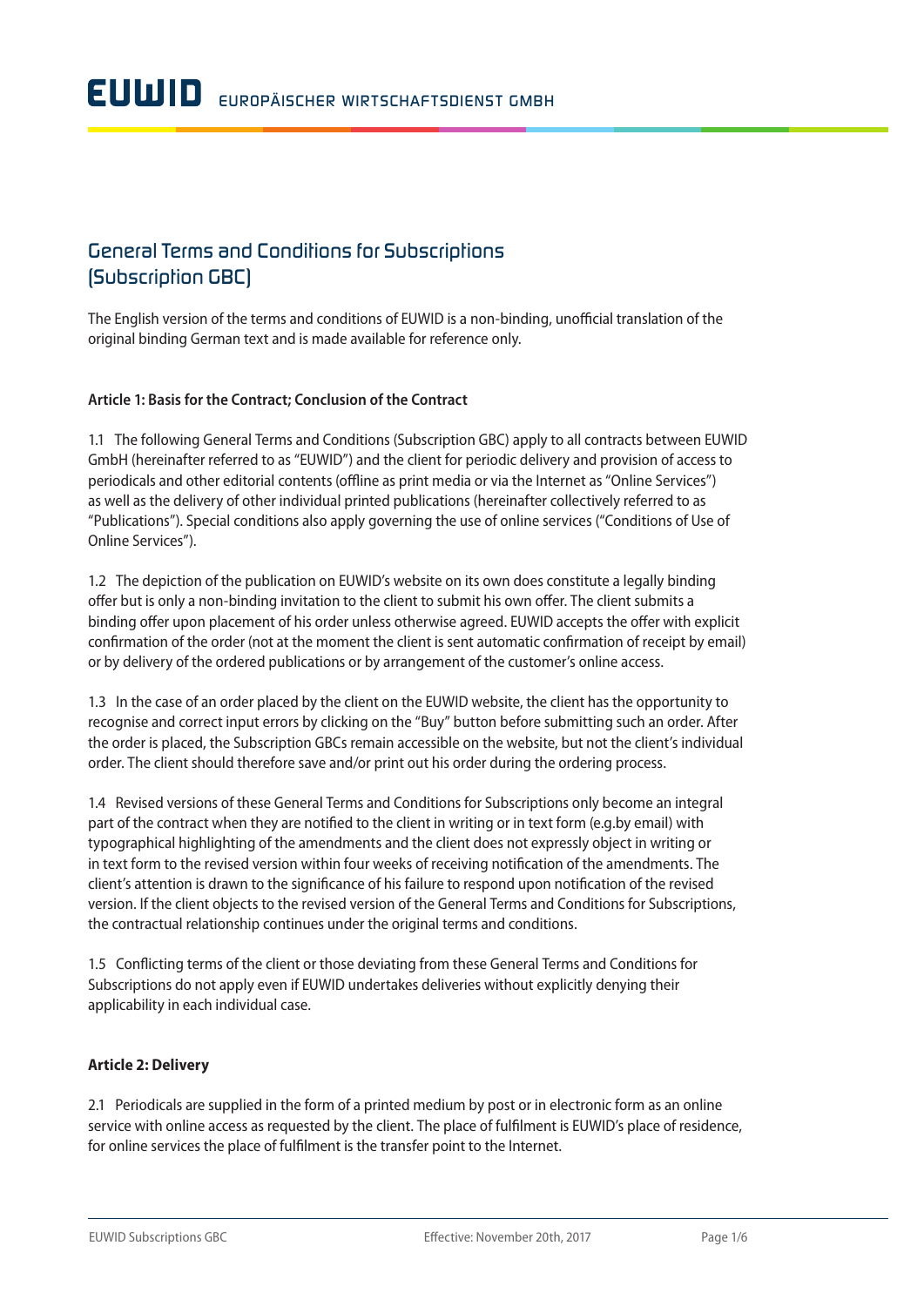# EUWID EUROPÄISCHER WIRTSCHAFTSDIENST GMBH

## General Terms and Conditions for Subscriptions (Subscription GBC)

The English version of the terms and conditions of EUWID is a non-binding, unofficial translation of the original binding German text and is made available for reference only.

### Article 1: Basis for the Contract; Conclusion of the Contract

1.1 The following General Terms and Conditions (Subscription GBC) apply to all contracts between EUWID GmbH (hereinafter referred to as "EUWID") and the client for periodic delivery and provision of access to periodicals and other editorial contents (offline as print media or via the Internet as "Online Services") as well as the delivery of other individual printed publications (hereinafter collectively referred to as "Publications"). Special conditions also apply governing the use of online services ("Conditions of Use of Online Services").

1.2 The depiction of the publication on EUWID's website on its own does constitute a legally binding offer but is only a non-binding invitation to the client to submit his own offer. The client submits a binding offer upon placement of his order unless otherwise agreed. EUWID accepts the offer with explicit confirmation of the order (not at the moment the client is sent automatic confirmation of receipt by email) or by delivery of the ordered publications or by arrangement of the customer's online access.

1.3 In the case of an order placed by the client on the EUWID website, the client has the opportunity to recognise and correct input errors by clicking on the "Buy" button before submitting such an order. After the order is placed, the Subscription GBCs remain accessible on the website, but not the client's individual order. The client should therefore save and/or print out his order during the ordering process.

1.4 Revised versions of these General Terms and Conditions for Subscriptions only become an integral part of the contract when they are notified to the client in writing or in text form (e.g.by email) with typographical highlighting of the amendments and the client does not expressly object in writing or in text form to the revised version within four weeks of receiving notification of the amendments. The client's attention is drawn to the significance of his failure to respond upon notification of the revised version. If the client objects to the revised version of the General Terms and Conditions for Subscriptions, the contractual relationship continues under the original terms and conditions.

1.5 Conflicting terms of the client or those deviating from these General Terms and Conditions for Subscriptions do not apply even if EUWID undertakes deliveries without explicitly denying their applicability in each individual case.

### Article 2: Delivery

2.1 Periodicals are supplied in the form of a printed medium by post or in electronic form as an online service with online access as requested by the client. The place of fulfilment is EUWID's place of residence, for online services the place of fulfilment is the transfer point to the Internet.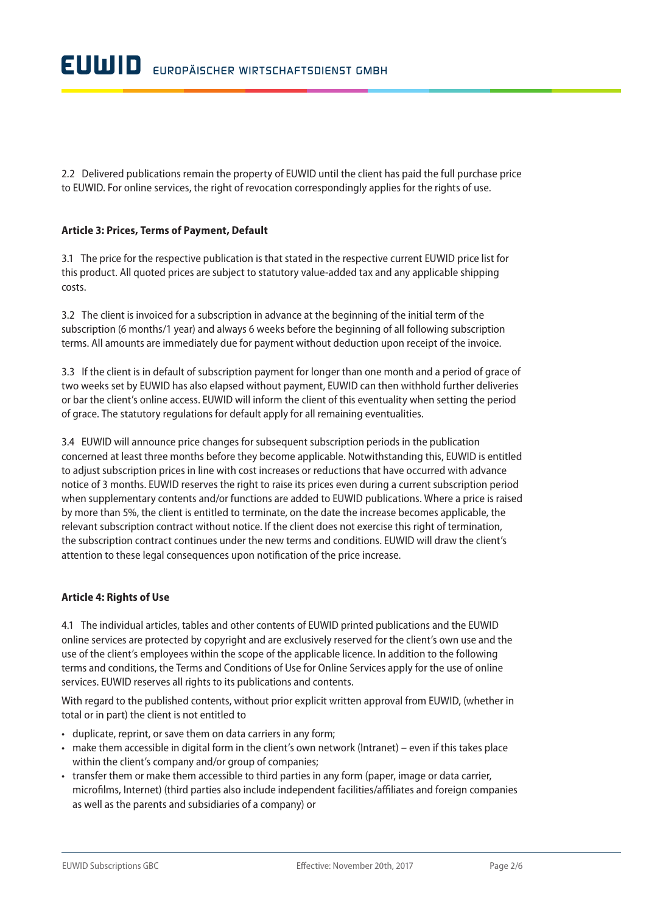2.2 Delivered publications remain the property of EUWID until the client has paid the full purchase price to EUWID. For online services, the right of revocation correspondingly applies for the rights of use.

**Article 3: Prices, Terms of Payment, Default**

3.1 The price for the respective publication is that stated in the respective current EUWID price list for this product. All quoted prices are subject to statutory value-added tax and any applicable shipping costs.

3.2 The client is invoiced for a subscription in advance at the beginning of the initial term of the subscription (6 months/1 year) and always 6 weeks before the beginning of all following subscription terms. All amounts are immediately due for payment without deduction upon receipt of the invoice.

3.3 If the client is in default of subscription payment for longer than one month and a period of grace of two weeks set by EUWID has also elapsed without payment, EUWID can then withhold further deliveries or bar the client's online access. EUWID will inform the client of this eventuality when setting the period of grace. The statutory regulations for default apply for all remaining eventualities.

3.4 EUWID will announce price changes for subsequent subscription periods in the publication concerned at least three months before they become applicable. Notwithstanding this, EUWID is entitled to adjust subscription prices in line with cost increases or reductions that have occurred with advance notice of 3 months. EUWID reserves the right to raise its prices even during a current subscription period when supplementary contents and/or functions are added to EUWID publications. Where a price is raised by more than 5%, the client is entitled to terminate, on the date the increase becomes applicable, the relevant subscription contract without notice. If the client does not exercise this right of termination, the subscription contract continues under the new terms and conditions. EUWID will draw the client's attention to these legal consequences upon notification of the price increase.

**Article 4: Rights of Use**

4.1 The individual articles, tables and other contents of EUWID printed publications and the EUWID online services are protected by copyright and are exclusively reserved for the client's own use and the use of the client's employees within the scope of the applicable licence. In addition to the following terms and conditions, the Terms and Conditions of Use for Online Services apply for the use of online services. EUWID reserves all rights to its publications and contents.

With regard to the published contents, without prior explicit written approval from EUWID, (whether in total or in part) the client is not entitled to

- duplicate, reprint, or save them on data carriers in any form;
- make them accessible in digital form in the client's own network (Intranet) – even if this takes place within the client's company and/or group of companies;
- transfer them or make them accessible to third parties in any form (paper, image or data carrier, microfilms, Internet) (third parties also include independent facilities/affiliates and foreign companies as well as the parents and subsidiaries of a company) or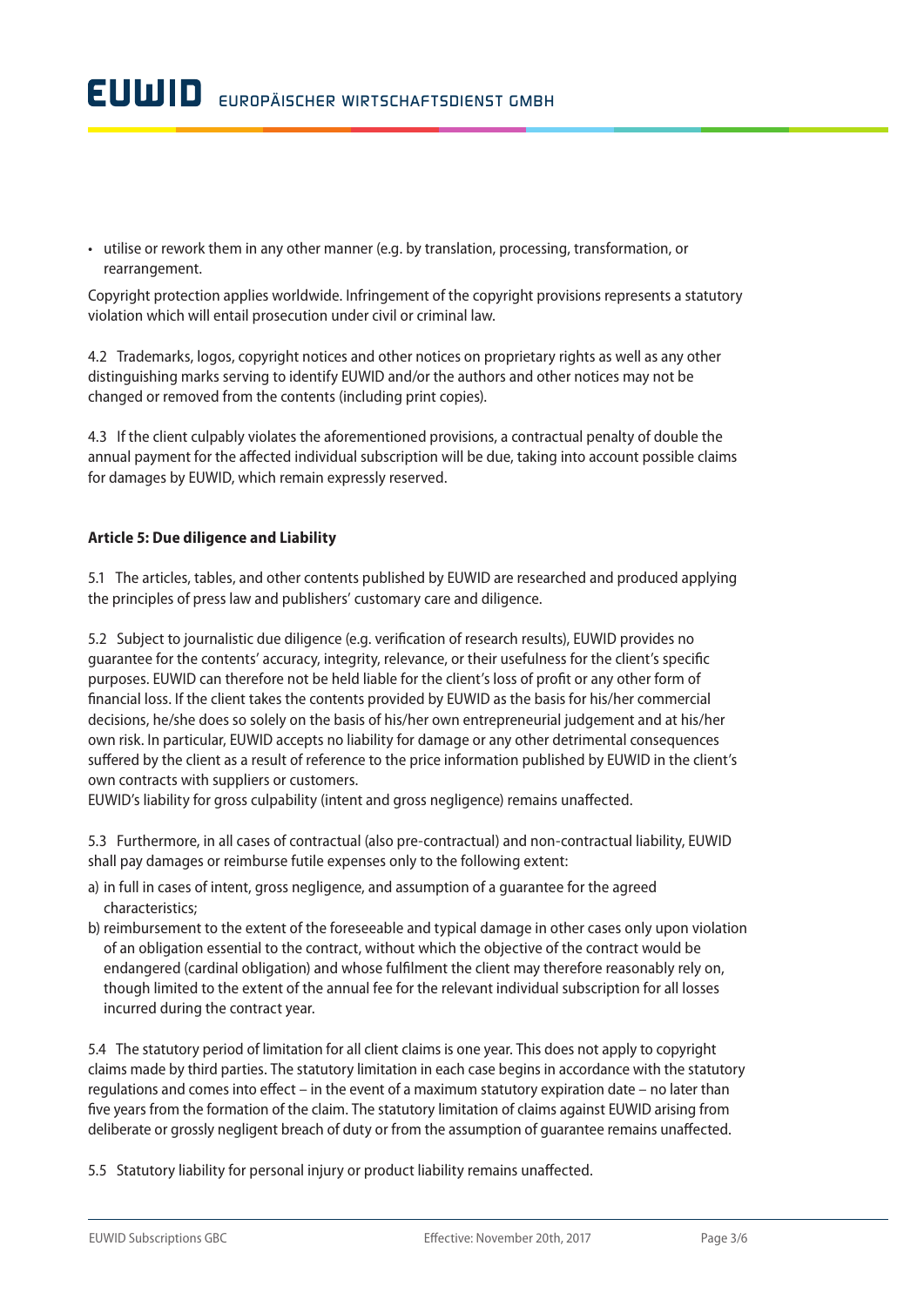- utilise or rework them in any other manner (e.g. by translation, processing, transformation, or rearrangement.

Copyright protection applies worldwide. Infringement of the copyright provisions represents a statutory violation which will entail prosecution under civil or criminal law.

4.2 Trademarks, logos, copyright notices and other notices on proprietary rights as well as any other distinguishing marks serving to identify EUWID and/or the authors and other notices may not be changed or removed from the contents (including print copies).

4.3 If the client culpably violates the aforementioned provisions, a contractual penalty of double the annual payment for the affected individual subscription will be due, taking into account possible claims for damages by EUWID, which remain expressly reserved.

**Article 5: Due diligence and Liability**

5.1 The articles, tables, and other contents published by EUWID are researched and produced applying the principles of press law and publishers' customary care and diligence.

5.2 Subject to journalistic due diligence (e.g. verification of research results), EUWID provides no guarantee for the contents' accuracy, integrity, relevance, or their usefulness for the client's specific purposes. EUWID can therefore not be held liable for the client's loss of profit or any other form of financial loss. If the client takes the contents provided by EUWID as the basis for his/her commercial decisions, he/she does so solely on the basis of his/her own entrepreneurial judgement and at his/her own risk. In particular, EUWID accepts no liability for damage or any other detrimental consequences suffered by the client as a result of reference to the price information published by EUWID in the client's own contracts with suppliers or customers.
EUWID's liability for gross culpability (intent and gross negligence) remains unaffected.

5.3 Furthermore, in all cases of contractual (also pre-contractual) and non-contractual liability, EUWID shall pay damages or reimburse futile expenses only to the following extent:

a) in full in cases of intent, gross negligence, and assumption of a guarantee for the agreed characteristics;
b) reimbursement to the extent of the foreseeable and typical damage in other cases only upon violation of an obligation essential to the contract, without which the objective of the contract would be endangered (cardinal obligation) and whose fulfilment the client may therefore reasonably rely on, though limited to the extent of the annual fee for the relevant individual subscription for all losses incurred during the contract year.

5.4 The statutory period of limitation for all client claims is one year. This does not apply to copyright claims made by third parties. The statutory limitation in each case begins in accordance with the statutory regulations and comes into effect – in the event of a maximum statutory expiration date – no later than five years from the formation of the claim. The statutory limitation of claims against EUWID arising from deliberate or grossly negligent breach of duty or from the assumption of guarantee remains unaffected.

5.5 Statutory liability for personal injury or product liability remains unaffected.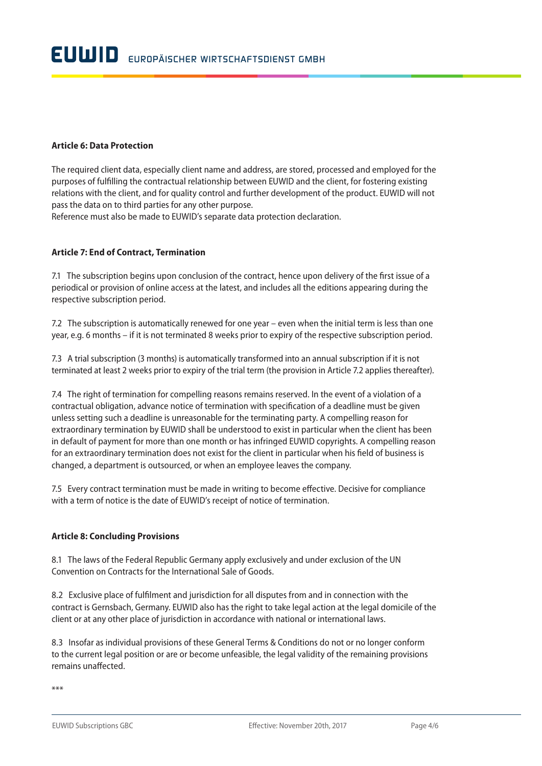**Article 6: Data Protection**

The required client data, especially client name and address, are stored, processed and employed for the purposes of fulfilling the contractual relationship between EUWID and the client, for fostering existing relations with the client, and for quality control and further development of the product. EUWID will not pass the data on to third parties for any other purpose.
Reference must also be made to EUWID's separate data protection declaration.

**Article 7: End of Contract, Termination**

7.1 The subscription begins upon conclusion of the contract, hence upon delivery of the first issue of a periodical or provision of online access at the latest, and includes all the editions appearing during the respective subscription period.

7.2 The subscription is automatically renewed for one year – even when the initial term is less than one year, e.g. 6 months – if it is not terminated 8 weeks prior to expiry of the respective subscription period.

7.3 A trial subscription (3 months) is automatically transformed into an annual subscription if it is not terminated at least 2 weeks prior to expiry of the trial term (the provision in Article 7.2 applies thereafter).

7.4 The right of termination for compelling reasons remains reserved. In the event of a violation of a contractual obligation, advance notice of termination with specification of a deadline must be given unless setting such a deadline is unreasonable for the terminating party. A compelling reason for extraordinary termination by EUWID shall be understood to exist in particular when the client has been in default of payment for more than one month or has infringed EUWID copyrights. A compelling reason for an extraordinary termination does not exist for the client in particular when his field of business is changed, a department is outsourced, or when an employee leaves the company.

7.5 Every contract termination must be made in writing to become effective. Decisive for compliance with a term of notice is the date of EUWID's receipt of notice of termination.

**Article 8: Concluding Provisions**

8.1 The laws of the Federal Republic Germany apply exclusively and under exclusion of the UN Convention on Contracts for the International Sale of Goods.

8.2 Exclusive place of fulfilment and jurisdiction for all disputes from and in connection with the contract is Gernsbach, Germany. EUWID also has the right to take legal action at the legal domicile of the client or at any other place of jurisdiction in accordance with national or international laws.

8.3 Insofar as individual provisions of these General Terms & Conditions do not or no longer conform to the current legal position or are or become unfeasible, the legal validity of the remaining provisions remains unaffected.

***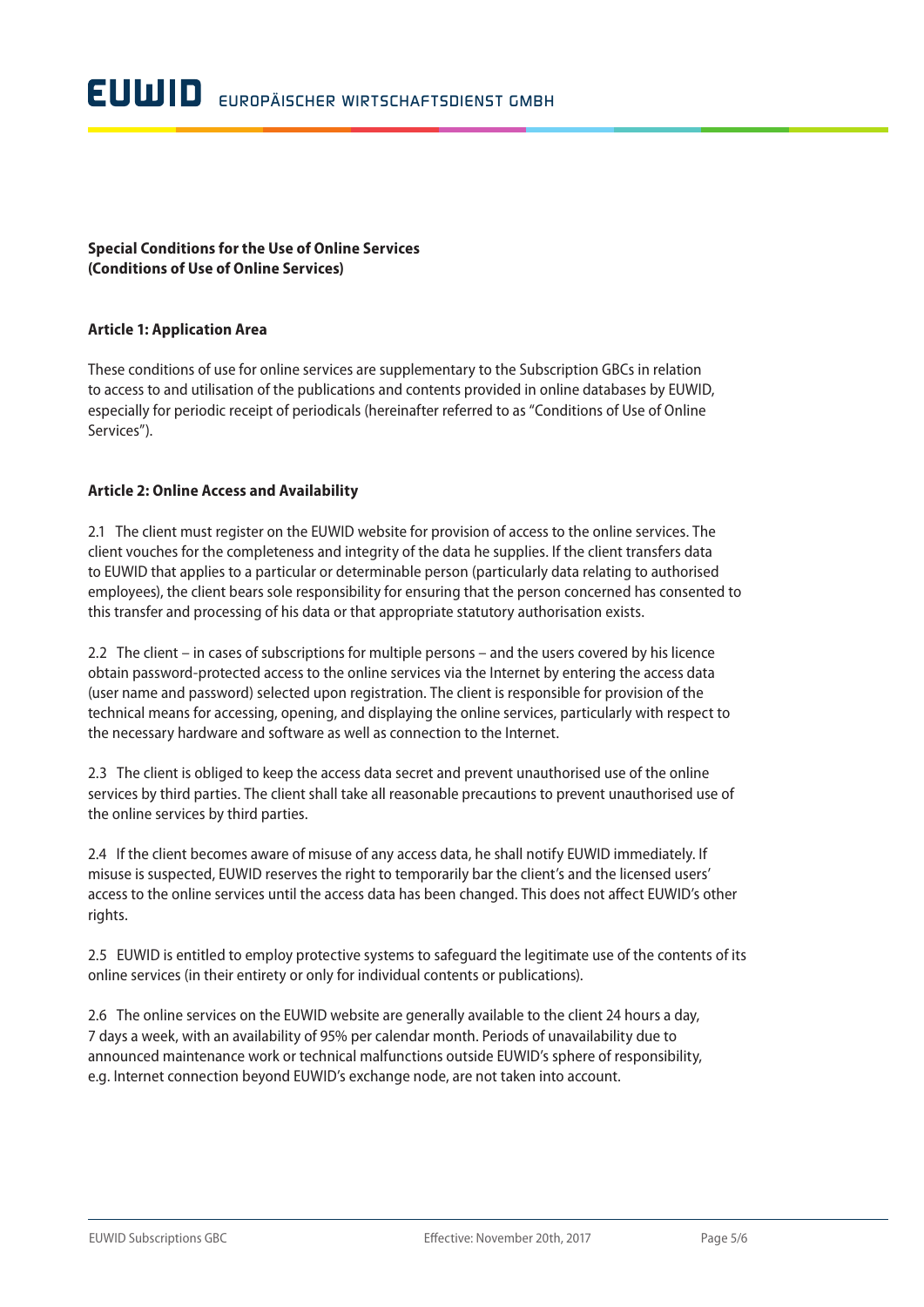**Special Conditions for the Use of Online Services (Conditions of Use of Online Services)**

### Article 1: Application Area

These conditions of use for online services are supplementary to the Subscription GBCs in relation to access to and utilisation of the publications and contents provided in online databases by EUWID, especially for periodic receipt of periodicals (hereinafter referred to as "Conditions of Use of Online Services").

### Article 2: Online Access and Availability

2.1 The client must register on the EUWID website for provision of access to the online services. The client vouches for the completeness and integrity of the data he supplies. If the client transfers data to EUWID that applies to a particular or determinable person (particularly data relating to authorised employees), the client bears sole responsibility for ensuring that the person concerned has consented to this transfer and processing of his data or that appropriate statutory authorisation exists.

2.2 The client – in cases of subscriptions for multiple persons – and the users covered by his licence obtain password-protected access to the online services via the Internet by entering the access data (user name and password) selected upon registration. The client is responsible for provision of the technical means for accessing, opening, and displaying the online services, particularly with respect to the necessary hardware and software as well as connection to the Internet.

2.3 The client is obliged to keep the access data secret and prevent unauthorised use of the online services by third parties. The client shall take all reasonable precautions to prevent unauthorised use of the online services by third parties.

2.4 If the client becomes aware of misuse of any access data, he shall notify EUWID immediately. If misuse is suspected, EUWID reserves the right to temporarily bar the client's and the licensed users' access to the online services until the access data has been changed. This does not affect EUWID's other rights.

2.5 EUWID is entitled to employ protective systems to safeguard the legitimate use of the contents of its online services (in their entirety or only for individual contents or publications).

2.6 The online services on the EUWID website are generally available to the client 24 hours a day, 7 days a week, with an availability of 95% per calendar month. Periods of unavailability due to announced maintenance work or technical malfunctions outside EUWID's sphere of responsibility, e.g. Internet connection beyond EUWID's exchange node, are not taken into account.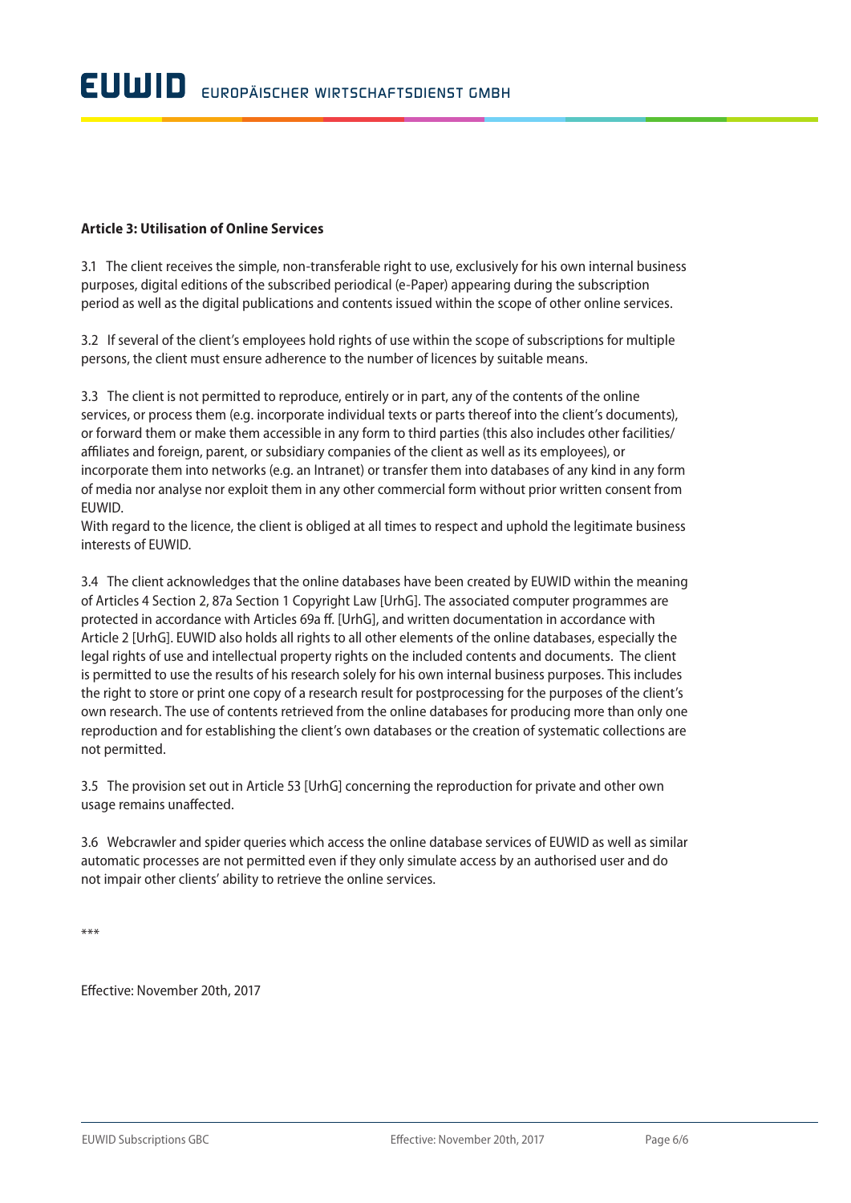**Article 3: Utilisation of Online Services**

3.1 The client receives the simple, non-transferable right to use, exclusively for his own internal business purposes, digital editions of the subscribed periodical (e-Paper) appearing during the subscription period as well as the digital publications and contents issued within the scope of other online services.

3.2 If several of the client's employees hold rights of use within the scope of subscriptions for multiple persons, the client must ensure adherence to the number of licences by suitable means.

3.3 The client is not permitted to reproduce, entirely or in part, any of the contents of the online services, or process them (e.g. incorporate individual texts or parts thereof into the client's documents), or forward them or make them accessible in any form to third parties (this also includes other facilities/affiliates and foreign, parent, or subsidiary companies of the client as well as its employees), or incorporate them into networks (e.g. an Intranet) or transfer them into databases of any kind in any form of media nor analyse nor exploit them in any other commercial form without prior written consent from EUWID.
With regard to the licence, the client is obliged at all times to respect and uphold the legitimate business interests of EUWID.

3.4 The client acknowledges that the online databases have been created by EUWID within the meaning of Articles 4 Section 2, 87a Section 1 Copyright Law [UrhG]. The associated computer programmes are protected in accordance with Articles 69a ff. [UrhG], and written documentation in accordance with Article 2 [UrhG]. EUWID also holds all rights to all other elements of the online databases, especially the legal rights of use and intellectual property rights on the included contents and documents. The client is permitted to use the results of his research solely for his own internal business purposes. This includes the right to store or print one copy of a research result for postprocessing for the purposes of the client's own research. The use of contents retrieved from the online databases for producing more than only one reproduction and for establishing the client's own databases or the creation of systematic collections are not permitted.

3.5 The provision set out in Article 53 [UrhG] concerning the reproduction for private and other own usage remains unaffected.

3.6 Webcrawler and spider queries which access the online database services of EUWID as well as similar automatic processes are not permitted even if they only simulate access by an authorised user and do not impair other clients' ability to retrieve the online services.

***

Effective: November 20th, 2017